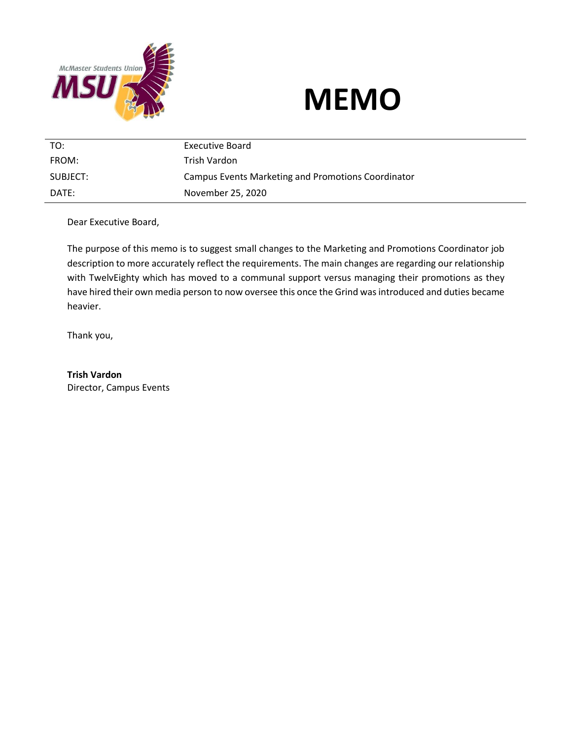# MEMO

| TO: | Executive Board |
| --- | --- |
| FROM: | Trish Vardon |
| SUBJECT: | Campus Events Marketing and Promotions Coordinator |
| DATE: | November 25, 2020 |

Dear Executive Board,

The purpose of this memo is to suggest small changes to the Marketing and Promotions Coordinator job description to more accurately reflect the requirements. The main changes are regarding our relationship with TwelvEighty which has moved to a communal support versus managing their promotions as they have hired their own media person to now oversee this once the Grind was introduced and duties became heavier.

Thank you,

**Trish Vardon**
Director, Campus Events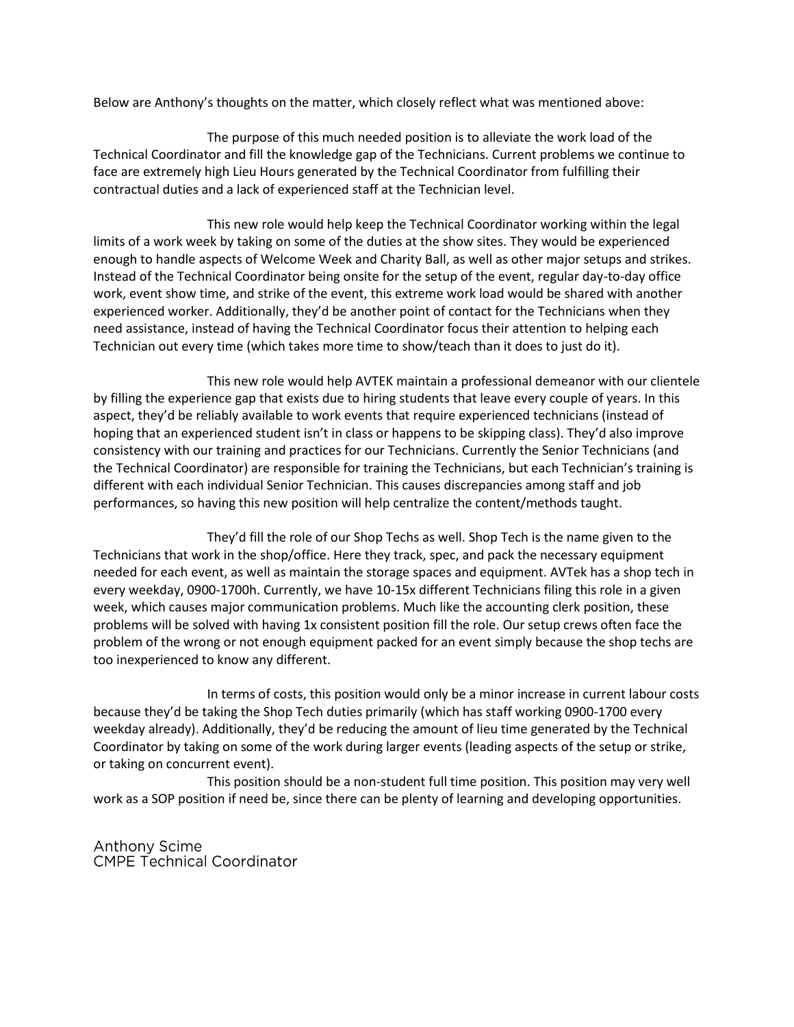Below are Anthony's thoughts on the matter, which closely reflect what was mentioned above:

The purpose of this much needed position is to alleviate the work load of the Technical Coordinator and fill the knowledge gap of the Technicians. Current problems we continue to face are extremely high Lieu Hours generated by the Technical Coordinator from fulfilling their contractual duties and a lack of experienced staff at the Technician level.

This new role would help keep the Technical Coordinator working within the legal limits of a work week by taking on some of the duties at the show sites. They would be experienced enough to handle aspects of Welcome Week and Charity Ball, as well as other major setups and strikes. Instead of the Technical Coordinator being onsite for the setup of the event, regular day-to-day office work, event show time, and strike of the event, this extreme work load would be shared with another experienced worker. Additionally, they'd be another point of contact for the Technicians when they need assistance, instead of having the Technical Coordinator focus their attention to helping each Technician out every time (which takes more time to show/teach than it does to just do it).

This new role would help AVTEK maintain a professional demeanor with our clientele by filling the experience gap that exists due to hiring students that leave every couple of years. In this aspect, they'd be reliably available to work events that require experienced technicians (instead of hoping that an experienced student isn't in class or happens to be skipping class). They'd also improve consistency with our training and practices for our Technicians. Currently the Senior Technicians (and the Technical Coordinator) are responsible for training the Technicians, but each Technician's training is different with each individual Senior Technician. This causes discrepancies among staff and job performances, so having this new position will help centralize the content/methods taught.

They'd fill the role of our Shop Techs as well. Shop Tech is the name given to the Technicians that work in the shop/office. Here they track, spec, and pack the necessary equipment needed for each event, as well as maintain the storage spaces and equipment. AVTek has a shop tech in every weekday, 0900-1700h. Currently, we have 10-15x different Technicians filing this role in a given week, which causes major communication problems. Much like the accounting clerk position, these problems will be solved with having 1x consistent position fill the role. Our setup crews often face the problem of the wrong or not enough equipment packed for an event simply because the shop techs are too inexperienced to know any different.

In terms of costs, this position would only be a minor increase in current labour costs because they'd be taking the Shop Tech duties primarily (which has staff working 0900-1700 every weekday already). Additionally, they'd be reducing the amount of lieu time generated by the Technical Coordinator by taking on some of the work during larger events (leading aspects of the setup or strike, or taking on concurrent event).

This position should be a non-student full time position. This position may very well work as a SOP position if need be, since there can be plenty of learning and developing opportunities.

Anthony Scime
CMPE Technical Coordinator